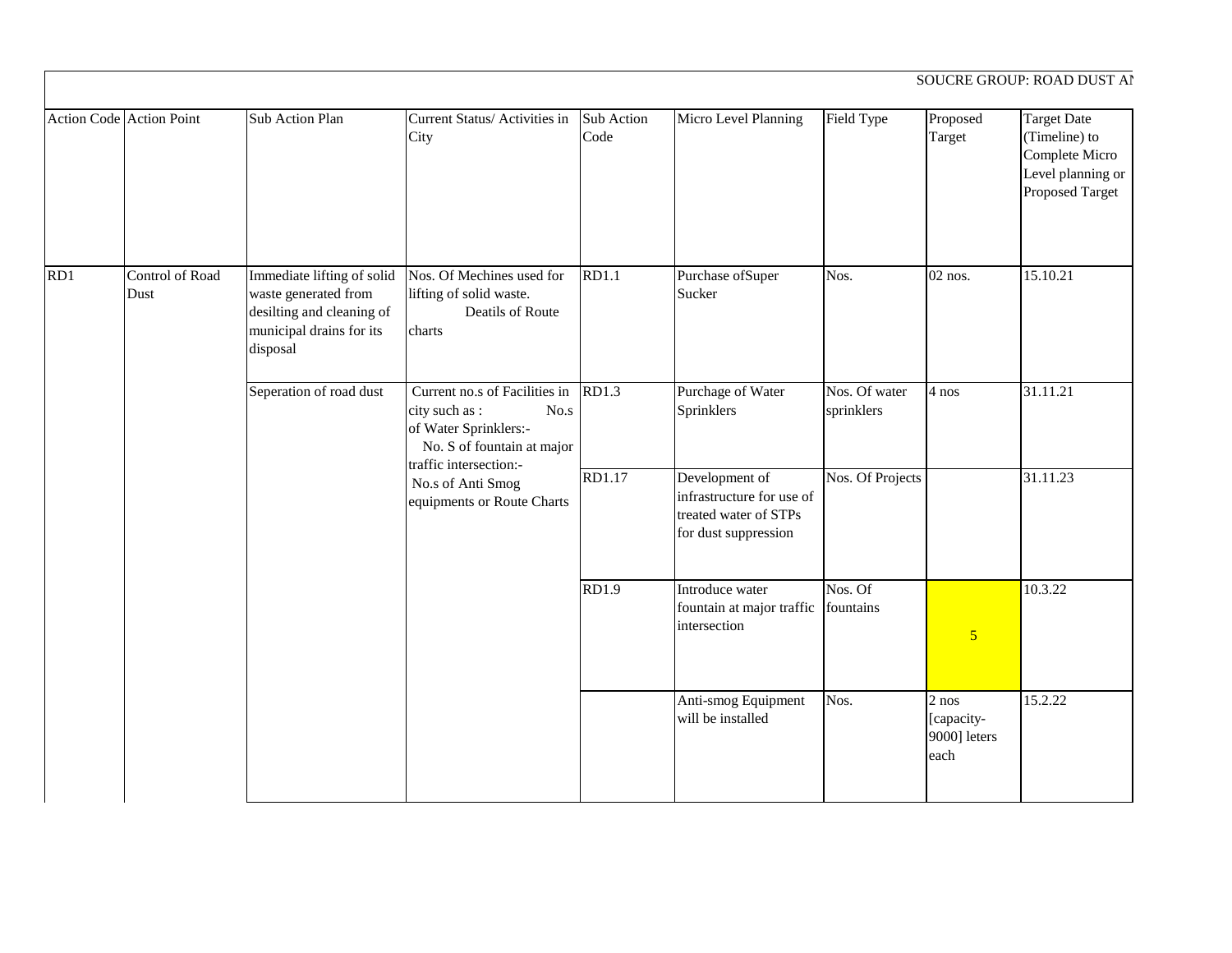SOUCRE GROUP: ROAD DUST AN

| Action Code | Action Point | Sub Action Plan | Current Status/ Activities in City | Sub Action Code | Micro Level Planning | Field Type | Proposed Target | Target Date (Timeline) to Complete Micro Level planning or Proposed Target |
|---|---|---|---|---|---|---|---|---|
| RD1 | Control of Road Dust | Immediate lifting of solid waste generated from desilting and cleaning of municipal drains for its disposal | Nos. Of Mechines used for lifting of solid waste. Deatils of Route charts | RD1.1 | Purchase ofSuper Sucker | Nos. | 02 nos. | 15.10.21 |
| | | Seperation of road dust | Current no.s of Facilities in city such as : No.s of Water Sprinklers:- No. S of fountain at major traffic intersection:- No.s of Anti Smog equipments or Route Charts | RD1.3 | Purchage of Water Sprinklers | Nos. Of water sprinklers | 4 nos | 31.11.21 |
| | | | | RD1.17 | Development of infrastructure for use of treated water of STPs for dust suppression | Nos. Of Projects | | 31.11.23 |
| | | | | RD1.9 | Introduce water fountain at major traffic intersection | Nos. Of fountains | 5 | 10.3.22 |
| | | | | | Anti-smog Equipment will be installed | Nos. | 2 nos [capacity- 9000] leters each | 15.2.22 |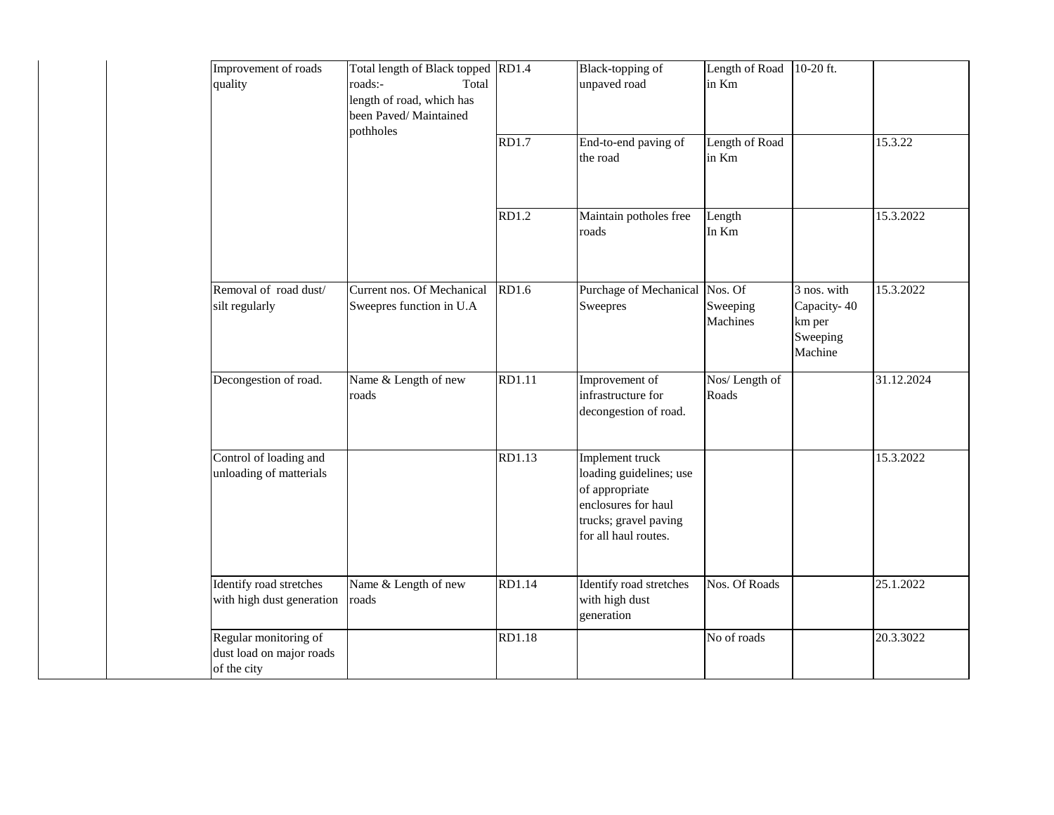| | | | | | | | | |
|---|---|---|---|---|---|---|---|---|
| | | Improvement of roads quality | Total length of Black topped roads:- Total length of road, which has been Paved/ Maintained pothholes | RD1.4 | Black-topping of unpaved road | Length of Road in Km | 10-20 ft. | |
| | | | | RD1.7 | End-to-end paving of the road | Length of Road in Km | | 15.3.22 |
| | | | | RD1.2 | Maintain potholes free roads | Length In Km | | 15.3.2022 |
| | | Removal of road dust/ silt regularly | Current nos. Of Mechanical Sweepres function in U.A | RD1.6 | Purchage of Mechanical Sweepres | Nos. Of Sweeping Machines | 3 nos. with Capacity- 40 km per Sweeping Machine | 15.3.2022 |
| | | Decongestion of road. | Name & Length of new roads | RD1.11 | Improvement of infrastructure for decongestion of road. | Nos/ Length of Roads | | 31.12.2024 |
| | | Control of loading and unloading of matterials | | RD1.13 | Implement truck loading guidelines; use of appropriate enclosures for haul trucks; gravel paving for all haul routes. | | | 15.3.2022 |
| | | Identify road stretches with high dust generation | Name & Length of new roads | RD1.14 | Identify road stretches with high dust generation | Nos. Of Roads | | 25.1.2022 |
| | | Regular monitoring of dust load on major roads of the city | | RD1.18 | | No of roads | | 20.3.3022 |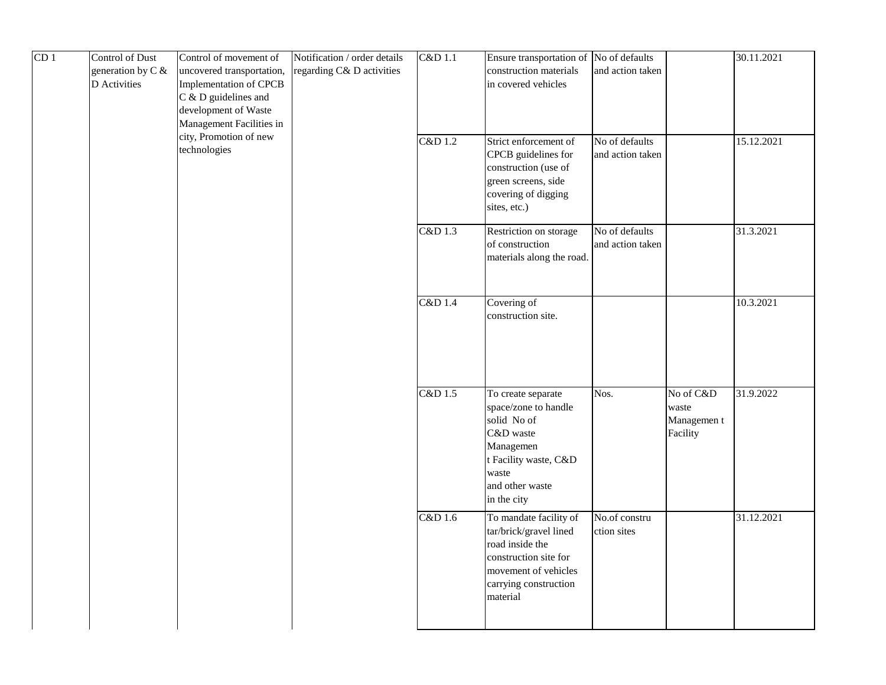| CD 1 | Control of Dust generation by C & D Activities | Control of movement of uncovered transportation, Implementation of CPCB C & D guidelines and development of Waste Management Facilities in city, Promotion of new technologies | Notification / order details regarding C& D activities | C&D 1.1 | Ensure transportation of construction materials in covered vehicles | No of defaults and action taken | | 30.11.2021 |
|---|---|---|---|---|---|---|---|---|
| | | | | C&D 1.2 | Strict enforcement of CPCB guidelines for construction (use of green screens, side covering of digging sites, etc.) | No of defaults and action taken | | 15.12.2021 |
| | | | | C&D 1.3 | Restriction on storage of construction materials along the road. | No of defaults and action taken | | 31.3.2021 |
| | | | | C&D 1.4 | Covering of construction site. | | | 10.3.2021 |
| | | | | C&D 1.5 | To create separate space/zone to handle solid No of C&D waste Managemen t Facility waste, C&D waste and other waste in the city | Nos. | No of C&D waste Managemen t Facility | 31.9.2022 |
| | | | | C&D 1.6 | To mandate facility of tar/brick/gravel lined road inside the construction site for movement of vehicles carrying construction material | No.of constru ction sites | | 31.12.2021 |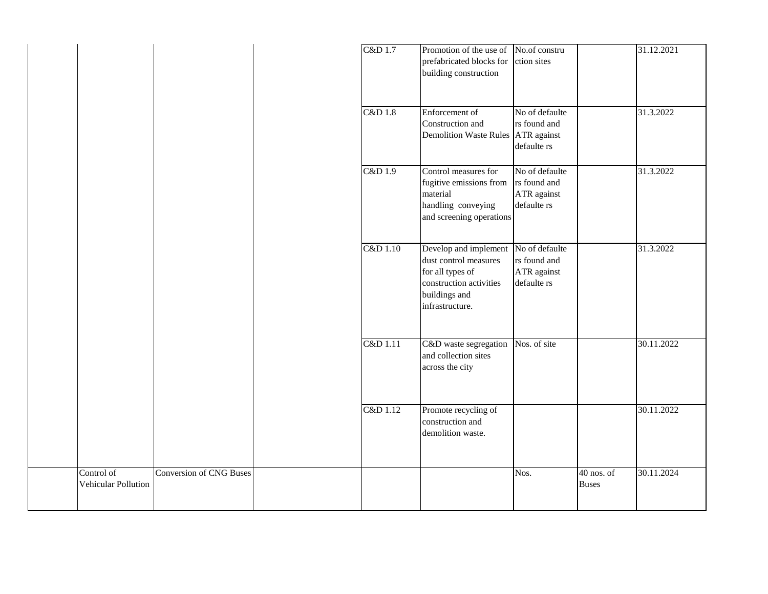| | | | | | | | | |
|---|---|---|---|---|---|---|---|---|
| | | | | C&D 1.7 | Promotion of the use of prefabricated blocks for building construction | No.of constru ction sites | | 31.12.2021 |
| | | | | C&D 1.8 | Enforcement of Construction and Demolition Waste Rules | No of defaulte rs found and ATR against defaulte rs | | 31.3.2022 |
| | | | | C&D 1.9 | Control measures for fugitive emissions from material handling conveying and screening operations | No of defaulte rs found and ATR against defaulte rs | | 31.3.2022 |
| | | | | C&D 1.10 | Develop and implement dust control measures for all types of construction activities buildings and infrastructure. | No of defaulte rs found and ATR against defaulte rs | | 31.3.2022 |
| | | | | C&D 1.11 | C&D waste segregation and collection sites across the city | Nos. of site | | 30.11.2022 |
| | | | | C&D 1.12 | Promote recycling of construction and demolition waste. | | | 30.11.2022 |
| | Control of Vehicular Pollution | Conversion of CNG Buses | | | | Nos. | 40 nos. of Buses | 30.11.2024 |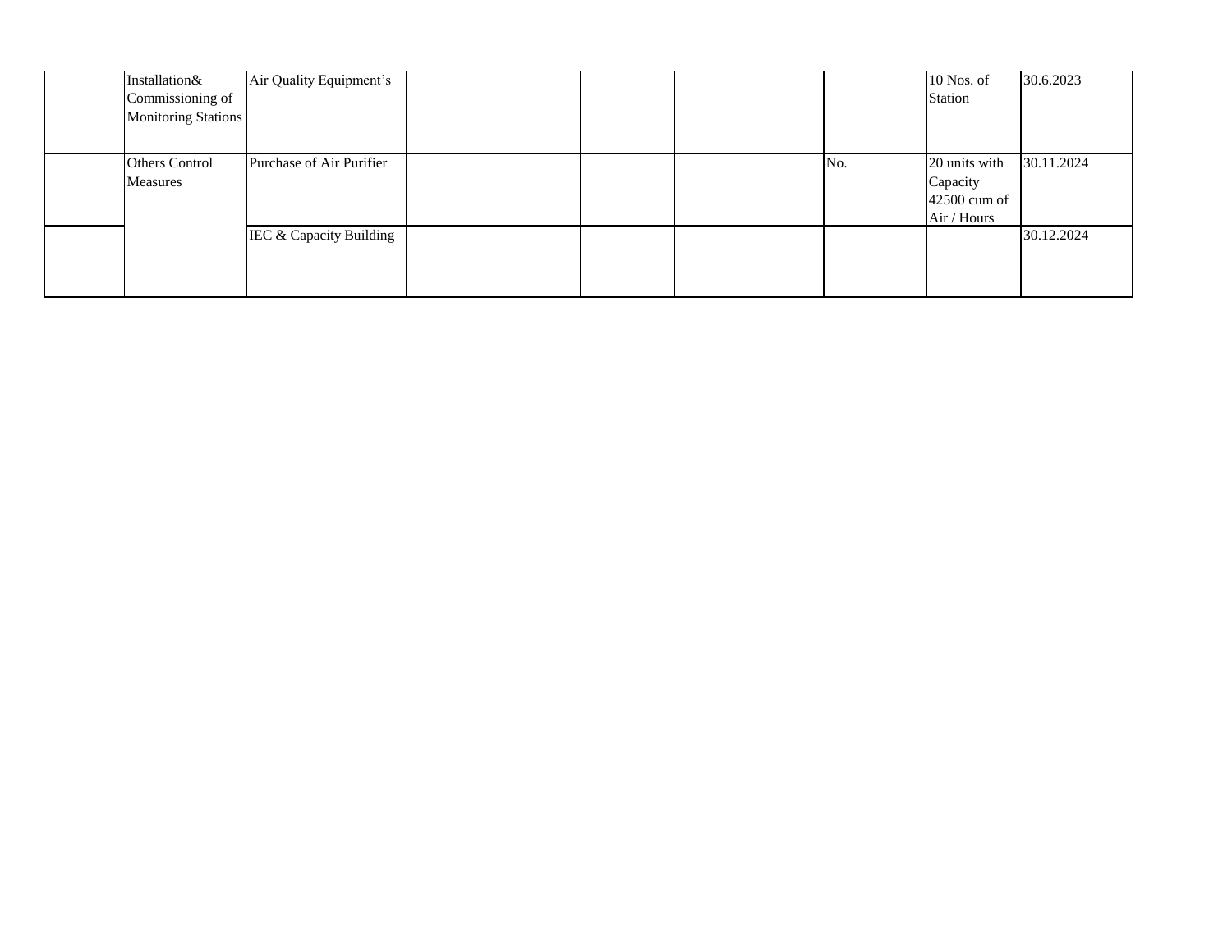| | | | | | | | | |
|---|---|---|---|---|---|---|---|---|
| | Installation& Commissioning of Monitoring Stations | Air Quality Equipment’s | | | | | 10 Nos. of Station | 30.6.2023 |
| | Others Control Measures | Purchase of Air Purifier | | | | No. | 20 units with Capacity 42500 cum of Air / Hours | 30.11.2024 |
| | | IEC & Capacity Building | | | | | | 30.12.2024 |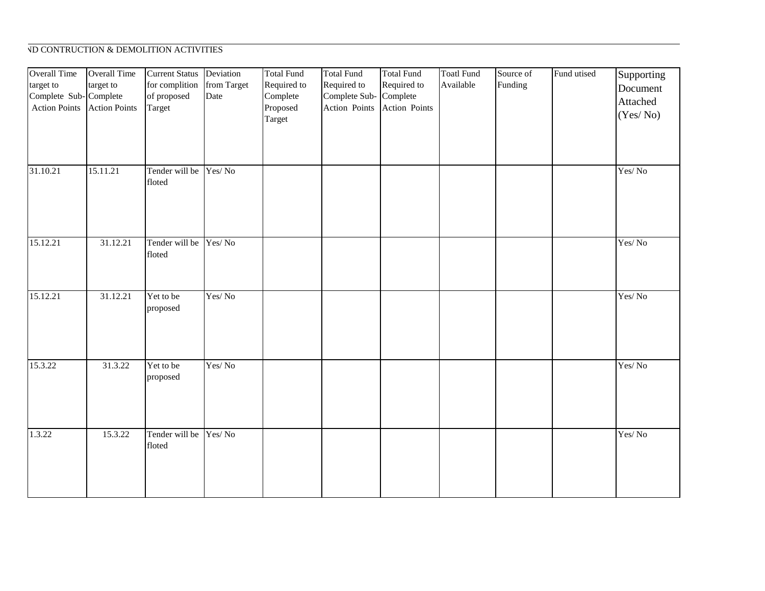ND CONTRUCTION & DEMOLITION ACTIVITIES

| Overall Time target to Complete Sub-Action Points | Overall Time target to Complete Action Points | Current Status for complition of proposed Target | Deviation from Target Date | Total Fund Required to Complete Proposed Target | Total Fund Required to Complete Sub-Action Points | Total Fund Required to Complete Action Points | Toatl Fund Available | Source of Funding | Fund utised | Supporting Document Attached (Yes/ No) |
|---|---|---|---|---|---|---|---|---|---|---|
| 31.10.21 | 15.11.21 | Tender will be floted | Yes/ No | | | | | | | Yes/ No |
| 15.12.21 | 31.12.21 | Tender will be floted | Yes/ No | | | | | | | Yes/ No |
| 15.12.21 | 31.12.21 | Yet to be proposed | Yes/ No | | | | | | | Yes/ No |
| 15.3.22 | 31.3.22 | Yet to be proposed | Yes/ No | | | | | | | Yes/ No |
| 1.3.22 | 15.3.22 | Tender will be floted | Yes/ No | | | | | | | Yes/ No |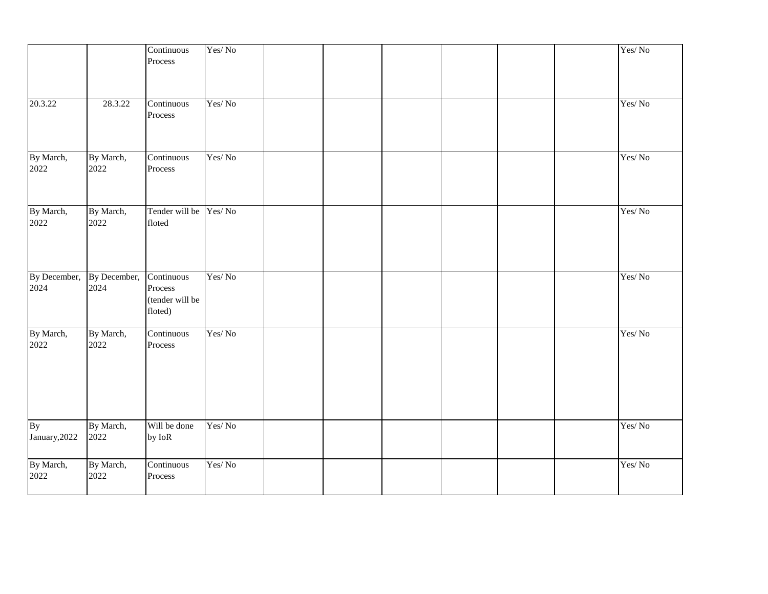| | | | | | | | | | | |
|---|---|---|---|---|---|---|---|---|---|---|
| | | Continuous Process | Yes/ No | | | | | | | Yes/ No |
| 20.3.22 | 28.3.22 | Continuous Process | Yes/ No | | | | | | | Yes/ No |
| By March, 2022 | By March, 2022 | Continuous Process | Yes/ No | | | | | | | Yes/ No |
| By March, 2022 | By March, 2022 | Tender will be floted | Yes/ No | | | | | | | Yes/ No |
| By December, 2024 | By December, 2024 | Continuous Process (tender will be floted) | Yes/ No | | | | | | | Yes/ No |
| By March, 2022 | By March, 2022 | Continuous Process | Yes/ No | | | | | | | Yes/ No |
| By January,2022 | By March, 2022 | Will be done by IoR | Yes/ No | | | | | | | Yes/ No |
| By March, 2022 | By March, 2022 | Continuous Process | Yes/ No | | | | | | | Yes/ No |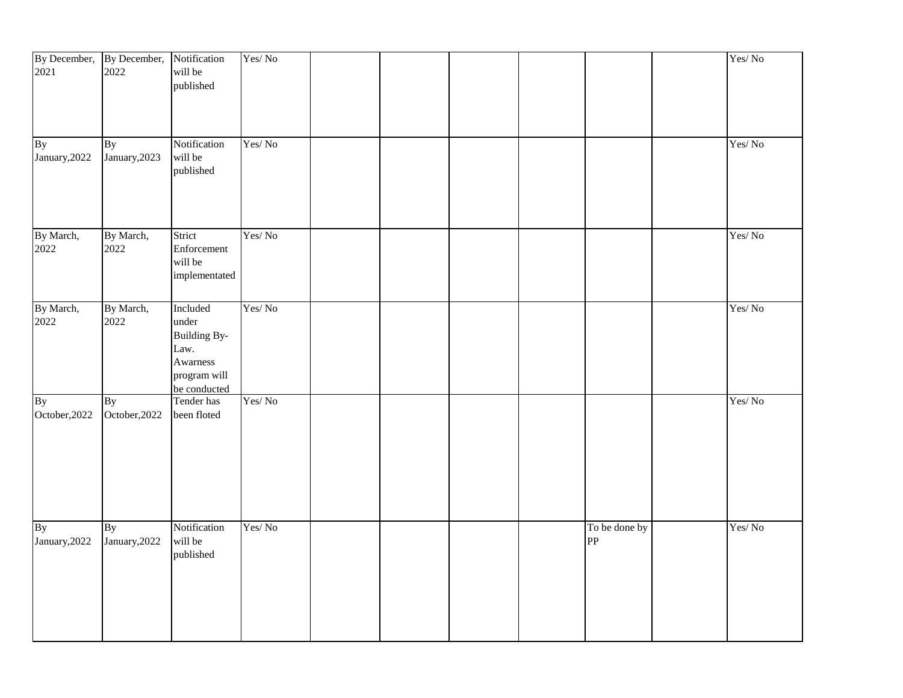| | | | | | | | | | | |
|---|---|---|---|---|---|---|---|---|---|---|
| By December, 2021 | By December, 2022 | Notification will be published | Yes/ No | | | | | | | Yes/ No |
| By January,2022 | By January,2023 | Notification will be published | Yes/ No | | | | | | | Yes/ No |
| By March, 2022 | By March, 2022 | Strict Enforcement will be implementated | Yes/ No | | | | | | | Yes/ No |
| By March, 2022 | By March, 2022 | Included under Building By-Law. Awarness program will be conducted | Yes/ No | | | | | | | Yes/ No |
| By October,2022 | By October,2022 | Tender has been floted | Yes/ No | | | | | | | Yes/ No |
| By January,2022 | By January,2022 | Notification will be published | Yes/ No | | | | | To be done by PP | | Yes/ No |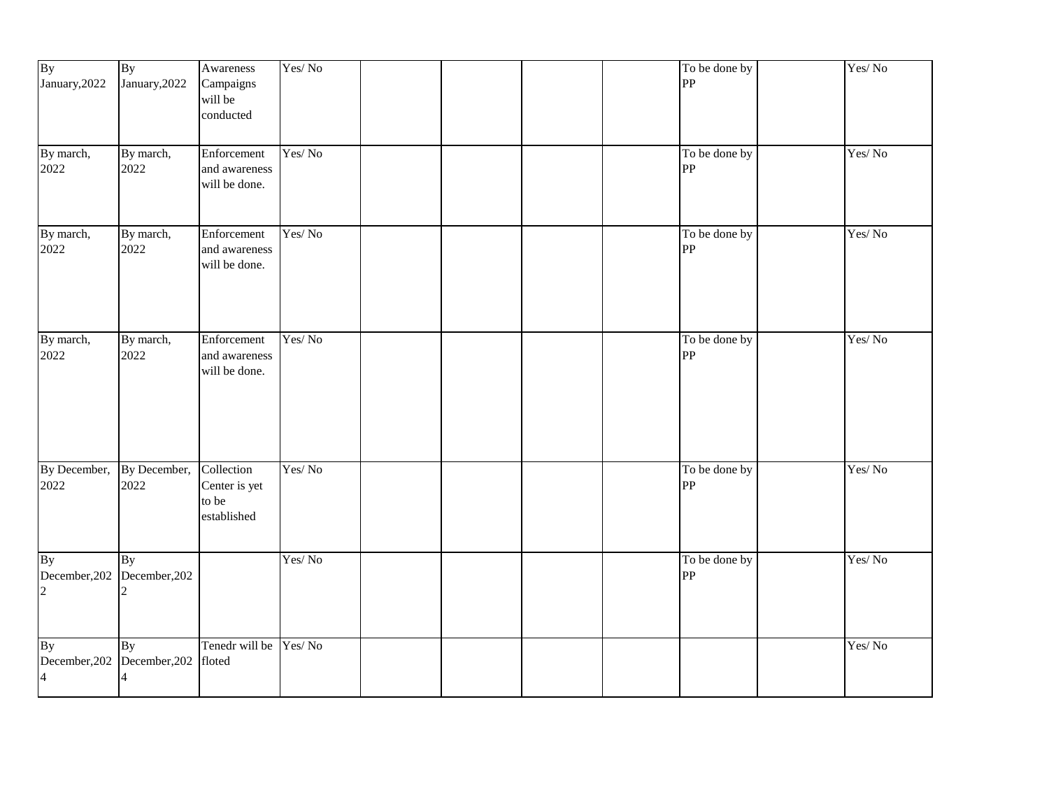| | | | | | | | | | | |
|---|---|---|---|---|---|---|---|---|---|---|
| By January,2022 | By January,2022 | Awareness Campaigns will be conducted | Yes/ No | | | | | To be done by PP | | Yes/ No |
| By march, 2022 | By march, 2022 | Enforcement and awareness will be done. | Yes/ No | | | | | To be done by PP | | Yes/ No |
| By march, 2022 | By march, 2022 | Enforcement and awareness will be done. | Yes/ No | | | | | To be done by PP | | Yes/ No |
| By march, 2022 | By march, 2022 | Enforcement and awareness will be done. | Yes/ No | | | | | To be done by PP | | Yes/ No |
| By December, 2022 | By December, 2022 | Collection Center is yet to be established | Yes/ No | | | | | To be done by PP | | Yes/ No |
| By December,2022 | By December,2022 | | Yes/ No | | | | | To be done by PP | | Yes/ No |
| By December,2024 | By December,2024 | Tenedr will be floted | Yes/ No | | | | | | | Yes/ No |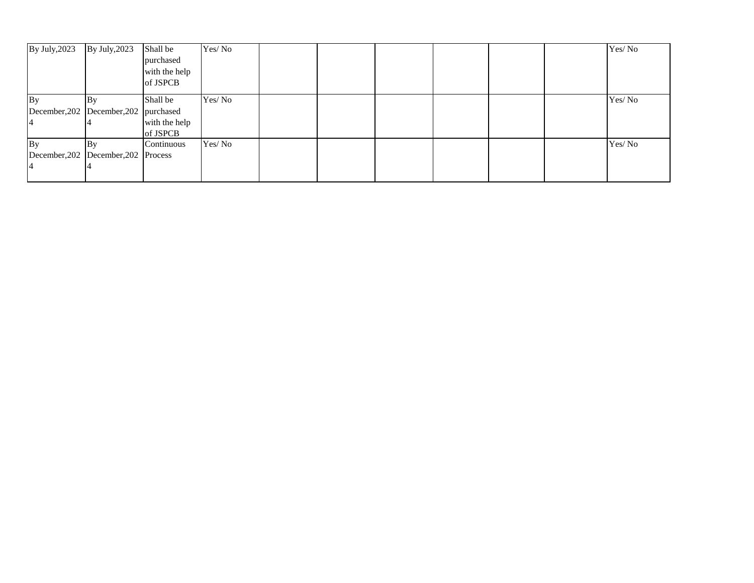| | | | | | | | | | | |
|---|---|---|---|---|---|---|---|---|---|---|
| By July,2023 | By July,2023 | Shall be purchased with the help of JSPCB | Yes/ No | | | | | | | Yes/ No |
| By December,2024 | By December,2024 | Shall be purchased with the help of JSPCB | Yes/ No | | | | | | | Yes/ No |
| By December,2024 | By December,2024 | Continuous Process | Yes/ No | | | | | | | Yes/ No |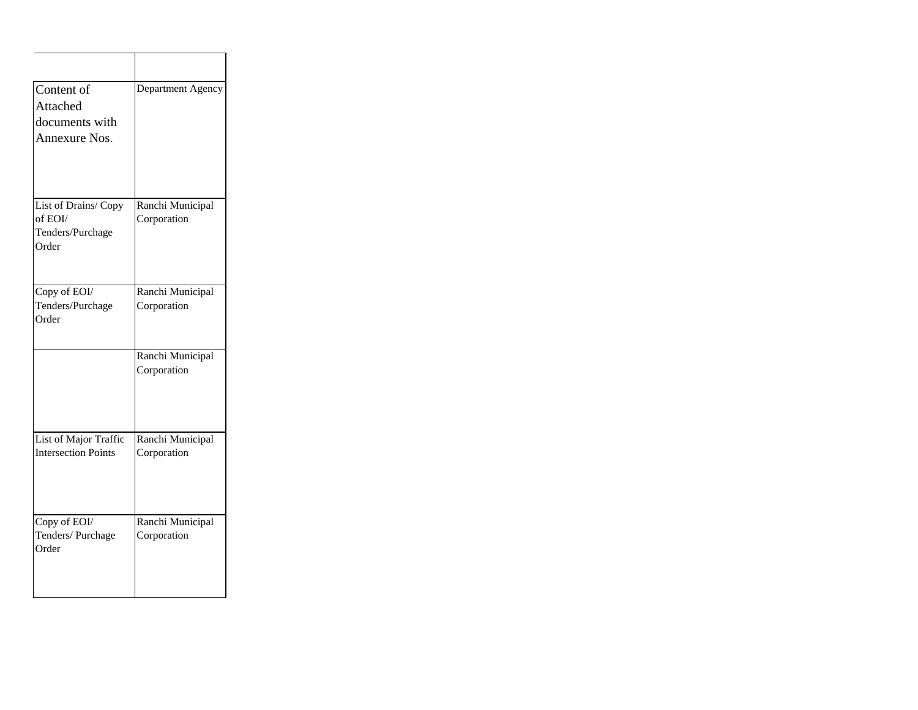| | |
|---|---|
| Content of Attached documents with Annexure Nos. | Department Agency |
| List of Drains/ Copy of EOI/ Tenders/Purchase Order | Ranchi Municipal Corporation |
| Copy of EOI/ Tenders/Purchase Order | Ranchi Municipal Corporation |
| | Ranchi Municipal Corporation |
| List of Major Traffic Intersection Points | Ranchi Municipal Corporation |
| Copy of EOI/ Tenders/ Purchase Order | Ranchi Municipal Corporation |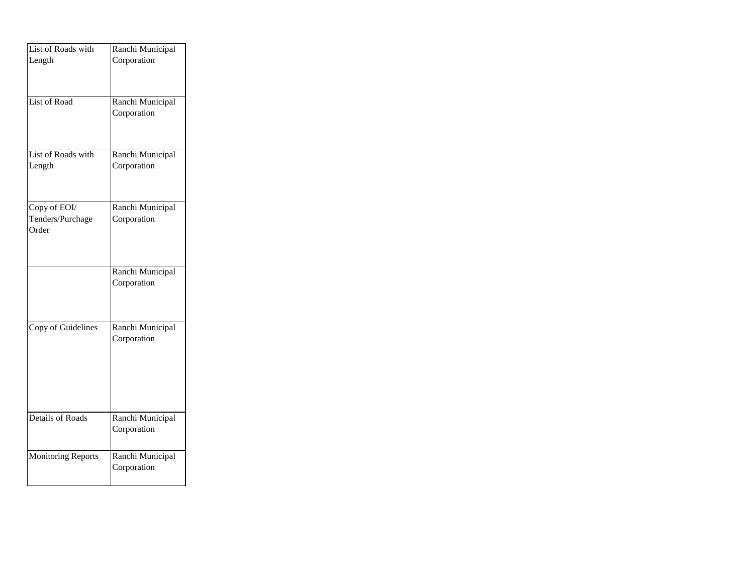| | |
|---|---|
| List of Roads with Length | Ranchi Municipal Corporation |
| List of Road | Ranchi Municipal Corporation |
| List of Roads with Length | Ranchi Municipal Corporation |
| Copy of EOI/ Tenders/Purchase Order | Ranchi Municipal Corporation |
| | Ranchi Municipal Corporation |
| Copy of Guidelines | Ranchi Municipal Corporation |
| Details of Roads | Ranchi Municipal Corporation |
| Monitoring Reports | Ranchi Municipal Corporation |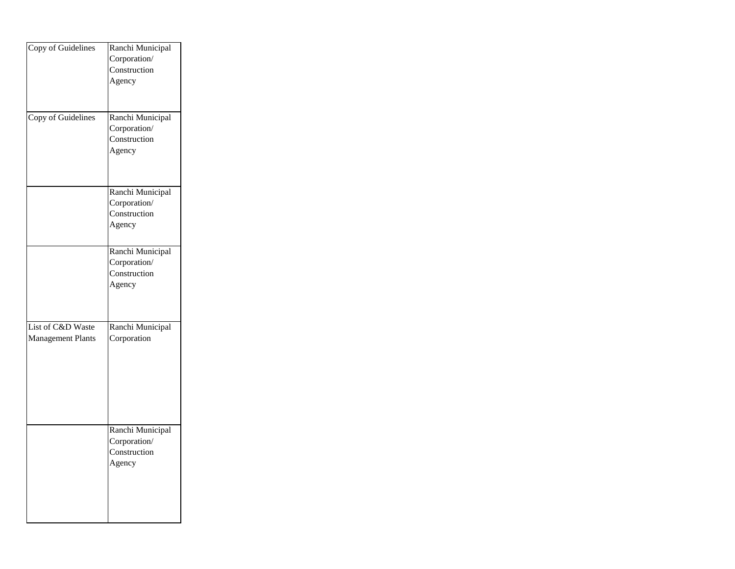| | |
|---|---|
| Copy of Guidelines | Ranchi Municipal Corporation/ Construction Agency |
| Copy of Guidelines | Ranchi Municipal Corporation/ Construction Agency |
| | Ranchi Municipal Corporation/ Construction Agency |
| | Ranchi Municipal Corporation/ Construction Agency |
| List of C&D Waste Management Plants | Ranchi Municipal Corporation |
| | Ranchi Municipal Corporation/ Construction Agency |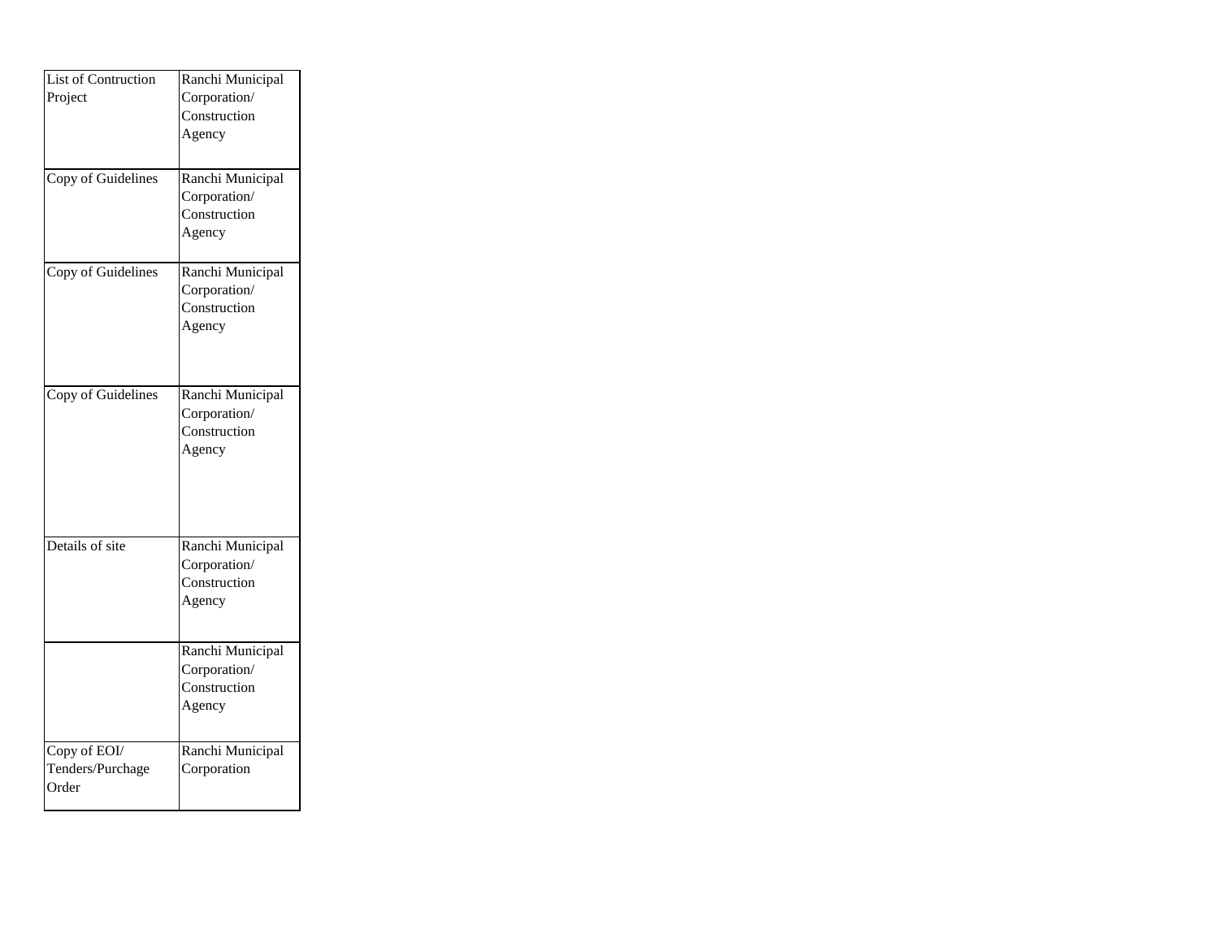| List of Contruction Project | Ranchi Municipal Corporation/ Construction Agency |
|---|---|
| Copy of Guidelines | Ranchi Municipal Corporation/ Construction Agency |
| Copy of Guidelines | Ranchi Municipal Corporation/ Construction Agency |
| Copy of Guidelines | Ranchi Municipal Corporation/ Construction Agency |
| Details of site | Ranchi Municipal Corporation/ Construction Agency |
| | Ranchi Municipal Corporation/ Construction Agency |
| Copy of EOI/ Tenders/Purchage Order | Ranchi Municipal Corporation |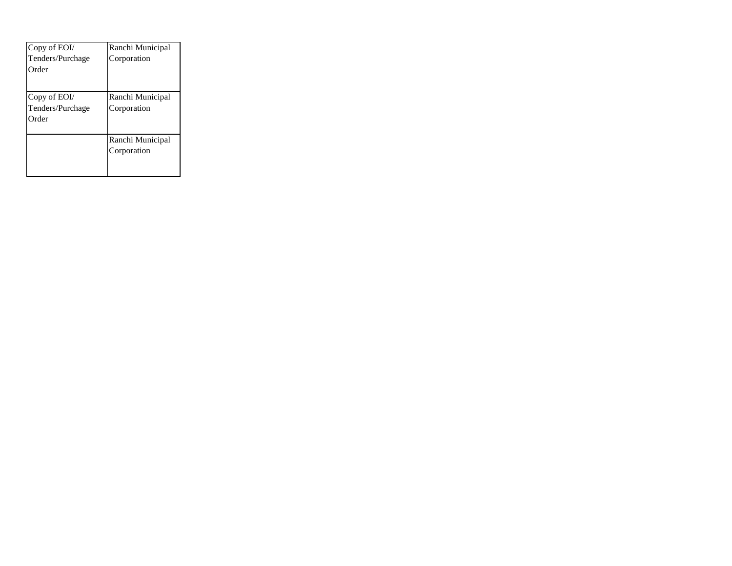| Copy of EOI/ Tenders/Purchage Order | Ranchi Municipal Corporation |
|---|---|
| Copy of EOI/ Tenders/Purchage Order | Ranchi Municipal Corporation |
| | Ranchi Municipal Corporation |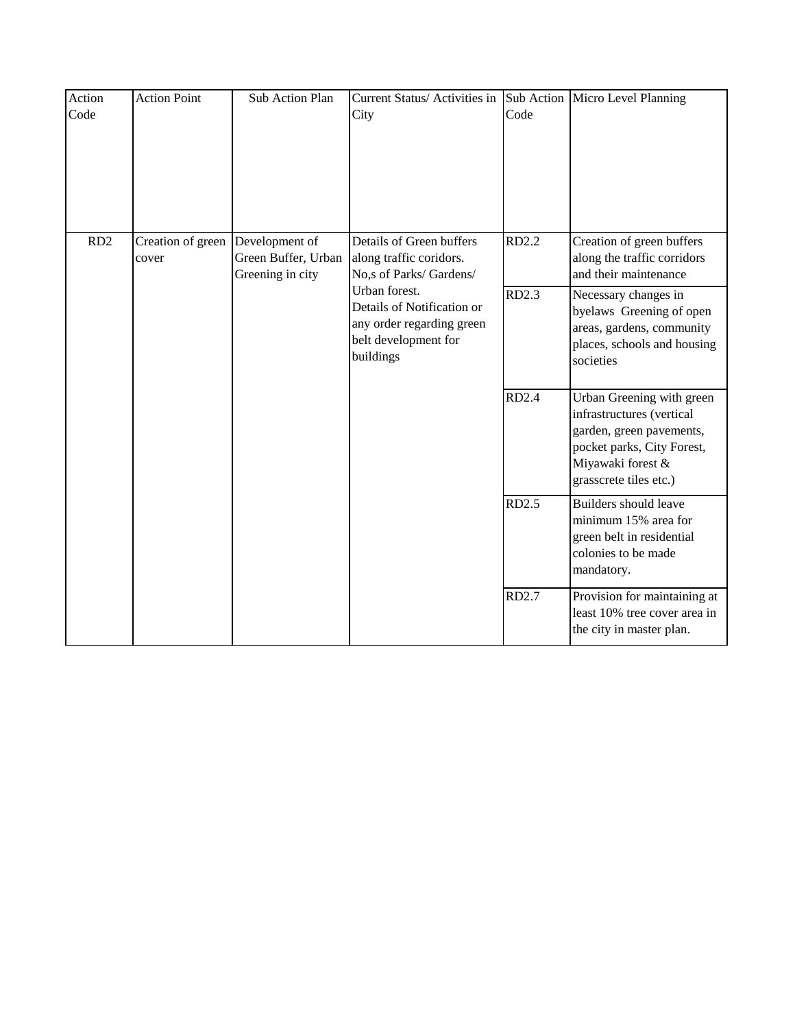| Action Code | Action Point | Sub Action Plan | Current Status/ Activities in City | Sub Action Code | Micro Level Planning |
|---|---|---|---|---|---|
| RD2 | Creation of green cover | Development of Green Buffer, Urban Greening in city | Details of Green buffers along traffic coridors. No,s of Parks/ Gardens/ Urban forest. Details of Notification or any order regarding green belt development for buildings | RD2.2 | Creation of green buffers along the traffic corridors and their maintenance |
| | | | | RD2.3 | Necessary changes in byelaws Greening of open areas, gardens, community places, schools and housing societies |
| | | | | RD2.4 | Urban Greening with green infrastructures (vertical garden, green pavements, pocket parks, City Forest, Miyawaki forest & grasscrete tiles etc.) |
| | | | | RD2.5 | Builders should leave minimum 15% area for green belt in residential colonies to be made mandatory. |
| | | | | RD2.7 | Provision for maintaining at least 10% tree cover area in the city in master plan. |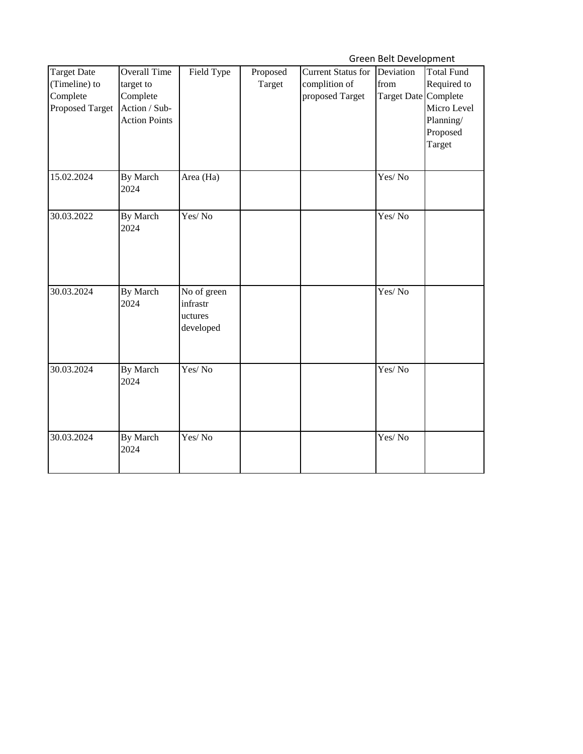Green Belt Development

| Target Date (Timeline) to Complete Proposed Target | Overall Time target to Complete Action / Sub-Action Points | Field Type | Proposed Target | Current Status for complition of proposed Target | Deviation from Target Date | Total Fund Required to Complete Micro Level Planning/ Proposed Target |
|---|---|---|---|---|---|---|
| 15.02.2024 | By March 2024 | Area (Ha) | | | Yes/ No | |
| 30.03.2022 | By March 2024 | Yes/ No | | | Yes/ No | |
| 30.03.2024 | By March 2024 | No of green infrastr uctures developed | | | Yes/ No | |
| 30.03.2024 | By March 2024 | Yes/ No | | | Yes/ No | |
| 30.03.2024 | By March 2024 | Yes/ No | | | Yes/ No | |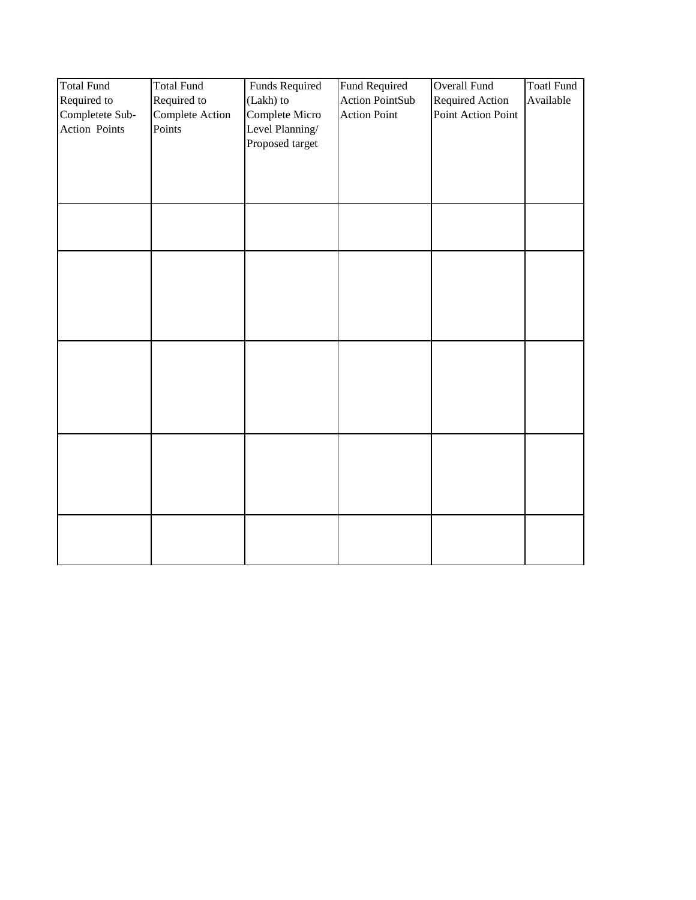| Total Fund Required to Completete Sub-Action Points | Total Fund Required to Complete Action Points | Funds Required (Lakh) to Complete Micro Level Planning/ Proposed target | Fund Required Action PointSub Action Point | Overall Fund Required Action Point Action Point | Toatl Fund Available |
|---|---|---|---|---|---|
| | | | | | |
| | | | | | |
| | | | | | |
| | | | | | |
| | | | | | |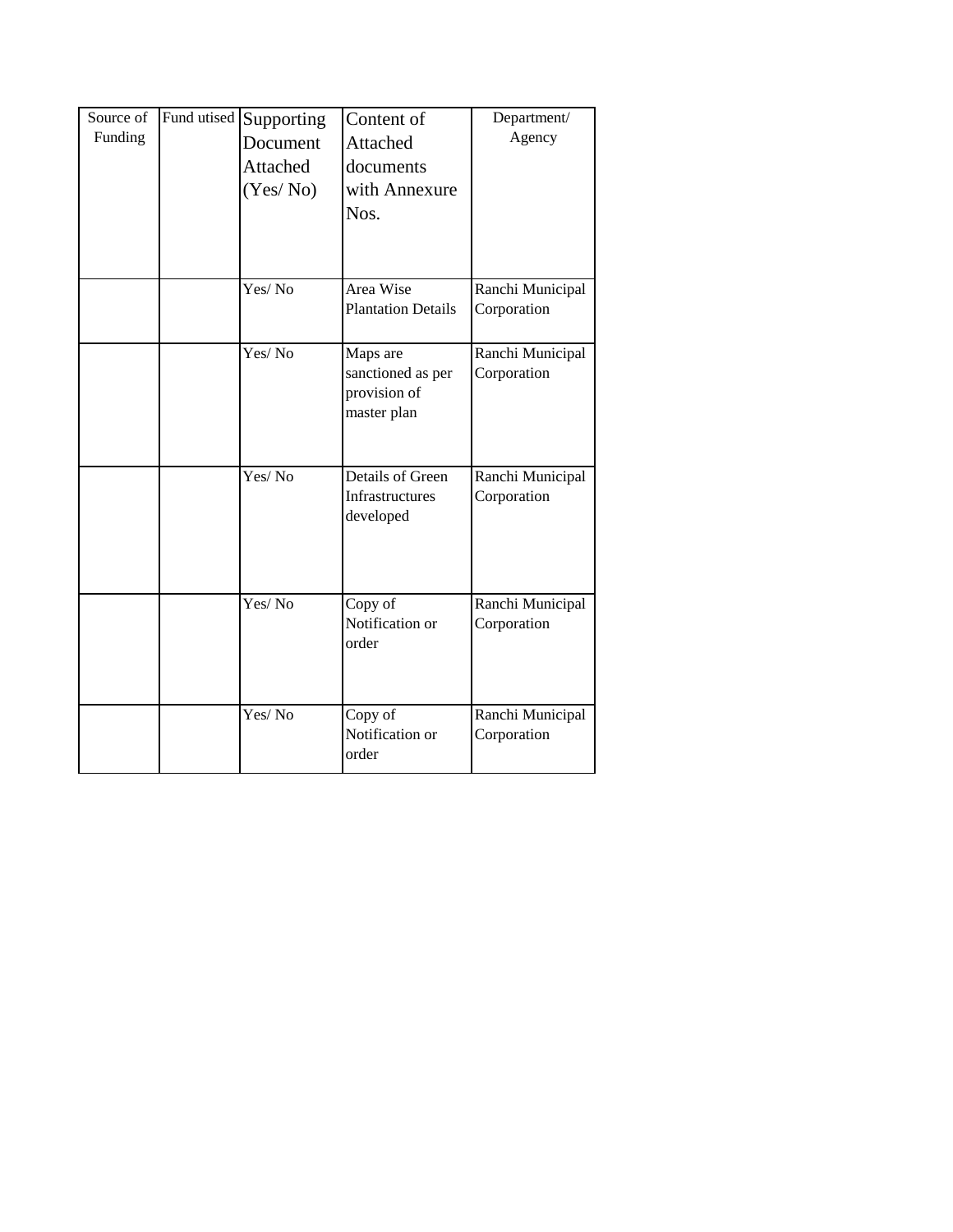| Source of Funding | Fund utised | Supporting Document Attached (Yes/ No) | Content of Attached documents with Annexure Nos. | Department/ Agency |
|---|---|---|---|---|
| | | Yes/ No | Area Wise Plantation Details | Ranchi Municipal Corporation |
| | | Yes/ No | Maps are sanctioned as per provision of master plan | Ranchi Municipal Corporation |
| | | Yes/ No | Details of Green Infrastructures developed | Ranchi Municipal Corporation |
| | | Yes/ No | Copy of Notification or order | Ranchi Municipal Corporation |
| | | Yes/ No | Copy of Notification or order | Ranchi Municipal Corporation |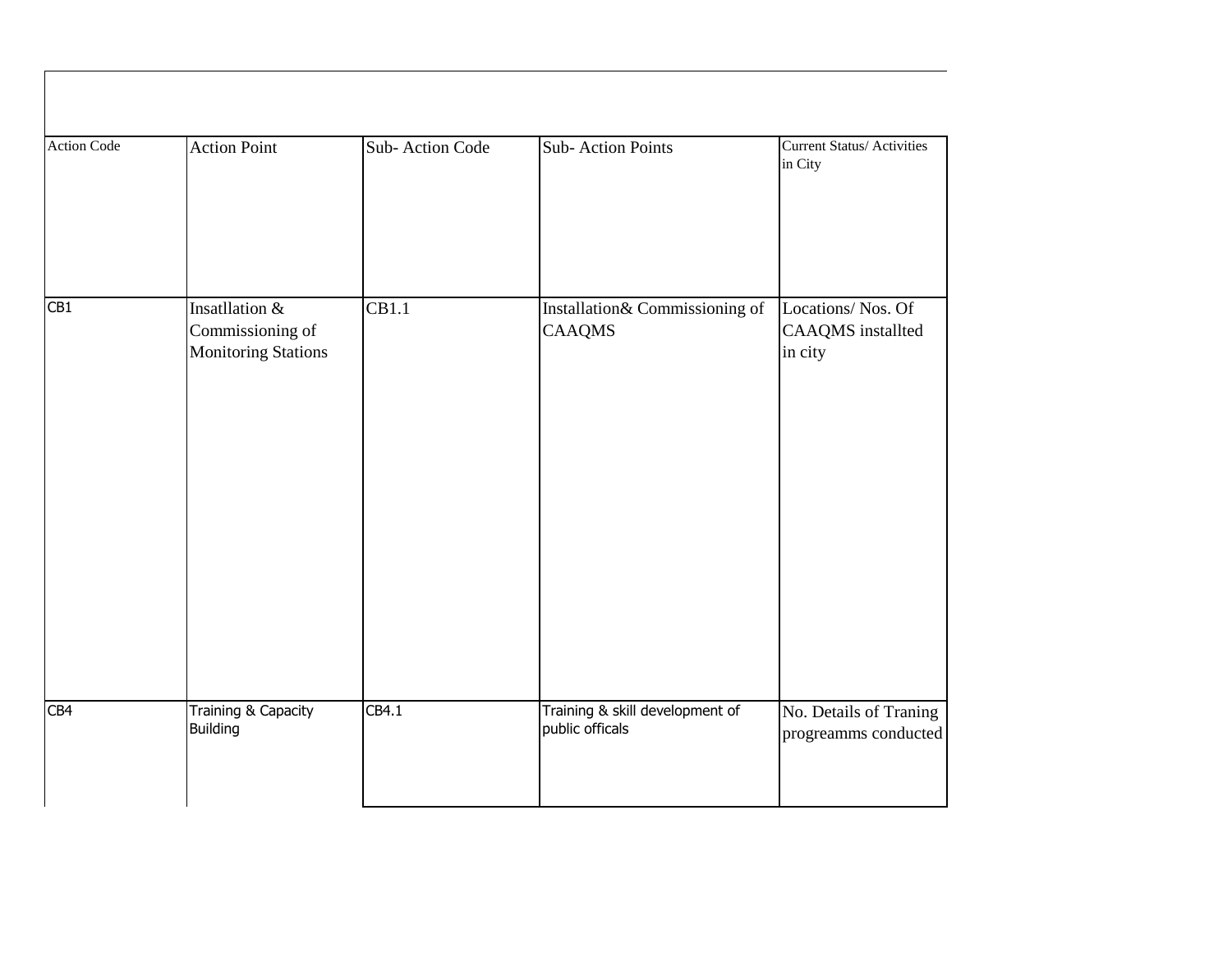| Action Code | Action Point | Sub- Action Code | Sub- Action Points | Current Status/ Activities in City |
|---|---|---|---|---|
| CB1 | Insatllation & Commissioning of Monitoring Stations | CB1.1 | Installation& Commissioning of CAAQMS | Locations/ Nos. Of CAAQMS installted in city |
| CB4 | Training & Capacity Building | CB4.1 | Training & skill development of public officals | No. Details of Traning progreamms conducted |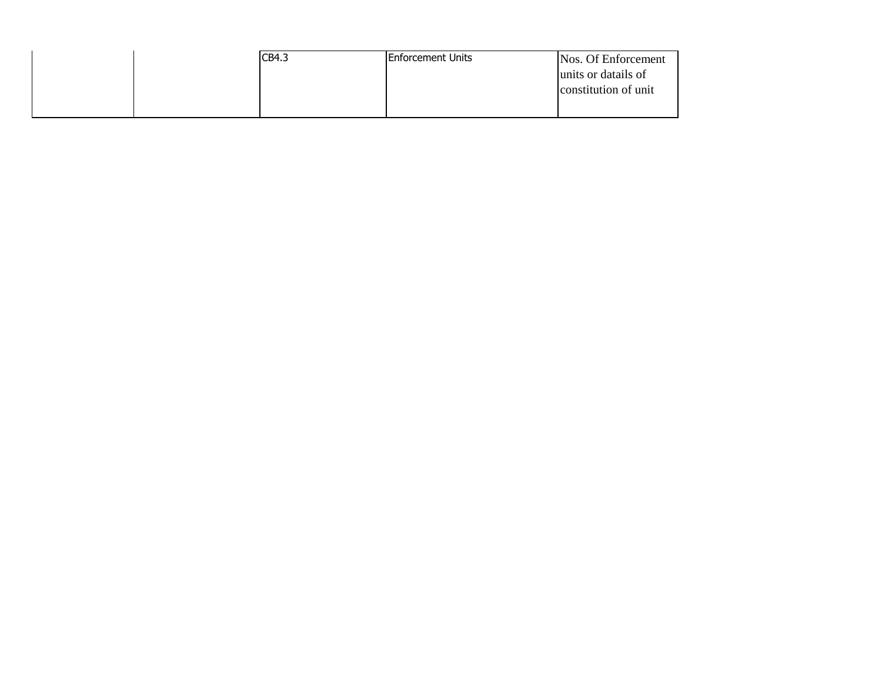| | | | | |
|---|---|---|---|---|
| | | CB4.3 | Enforcement Units | Nos. Of Enforcement units or datails of constitution of unit |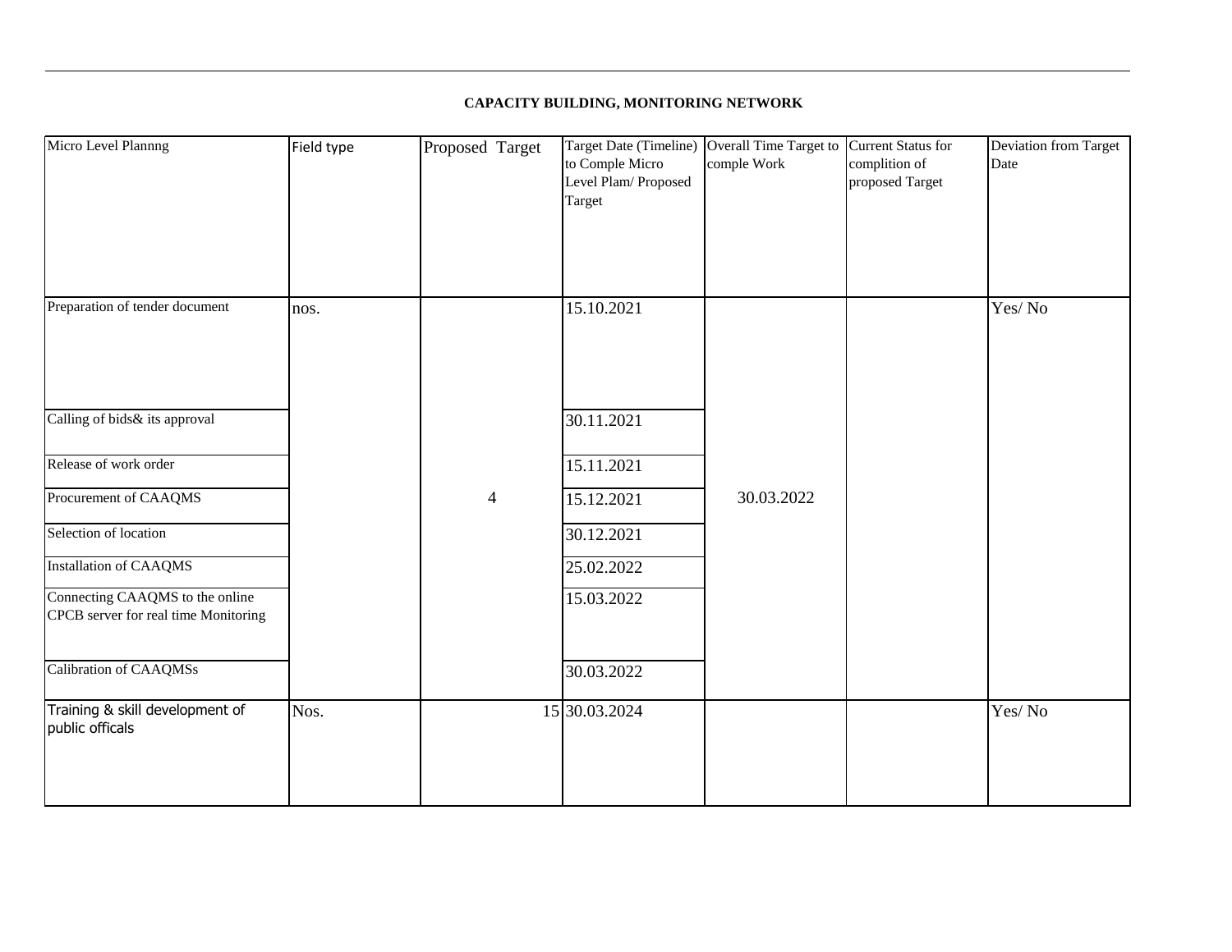**CAPACITY BUILDING, MONITORING NETWORK**

| Micro Level Plannng | Field type | Proposed Target | Target Date (Timeline) to Comple Micro Level Plam/ Proposed Target | Overall Time Target to comple Work | Current Status for complition of proposed Target | Deviation from Target Date |
|---|---|---|---|---|---|---|
| Preparation of tender document | nos. | | 15.10.2021 | | | Yes/ No |
| Calling of bids& its approval | | | 30.11.2021 | | | |
| Release of work order | | | 15.11.2021 | | | |
| Procurement of CAAQMS | | 4 | 15.12.2021 | 30.03.2022 | | |
| Selection of location | | | 30.12.2021 | | | |
| Installation of CAAQMS | | | 25.02.2022 | | | |
| Connecting CAAQMS to the online CPCB server for real time Monitoring | | | 15.03.2022 | | | |
| Calibration of CAAQMSs | | | 30.03.2022 | | | |
| Training & skill development of public officals | Nos. | 15 | 30.03.2024 | | | Yes/ No |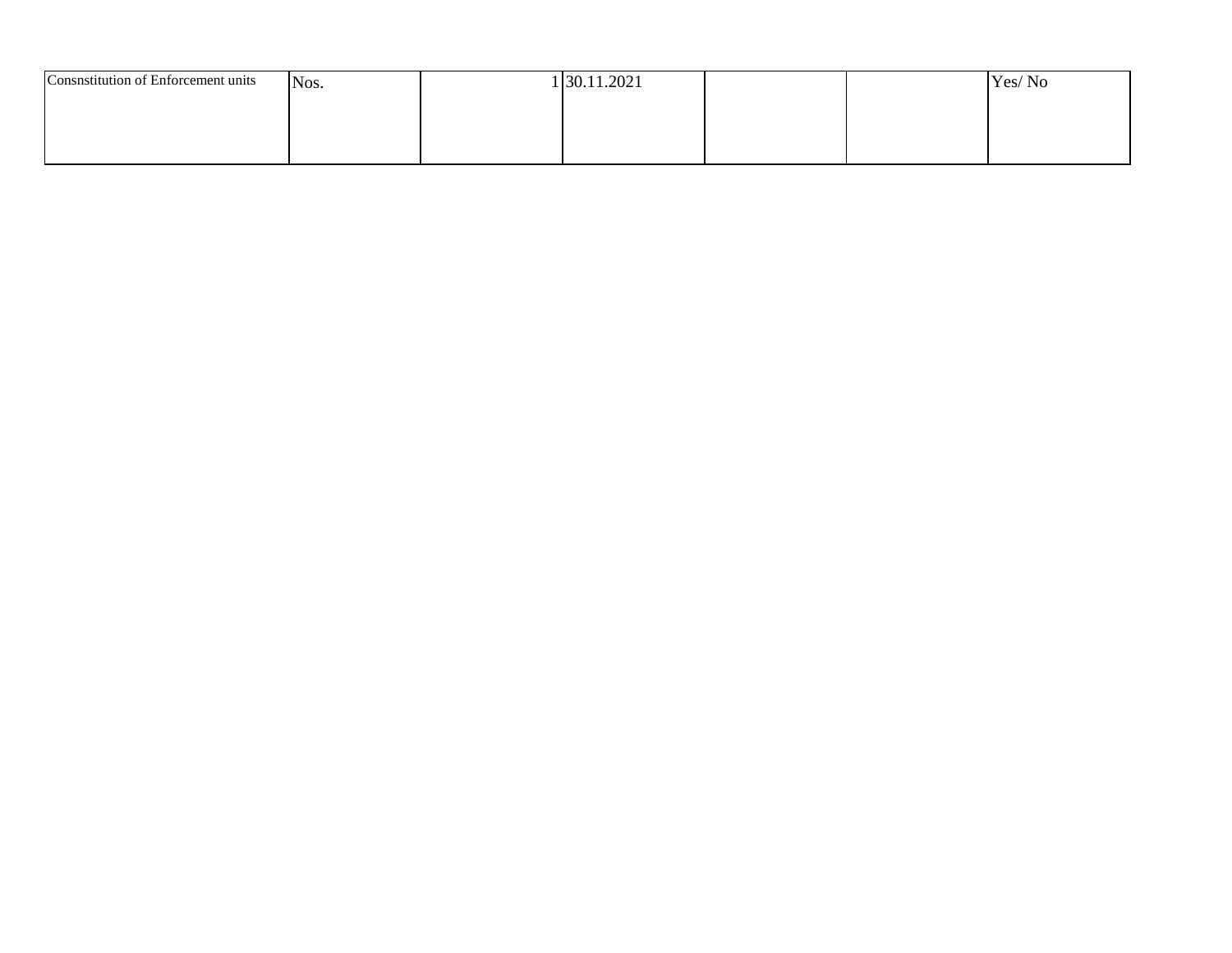| | | | | | | |
|---|---|---|---|---|---|---|
| Consnstitution of Enforcement units | Nos. | 1 | 30.11.2021 | | | Yes/ No |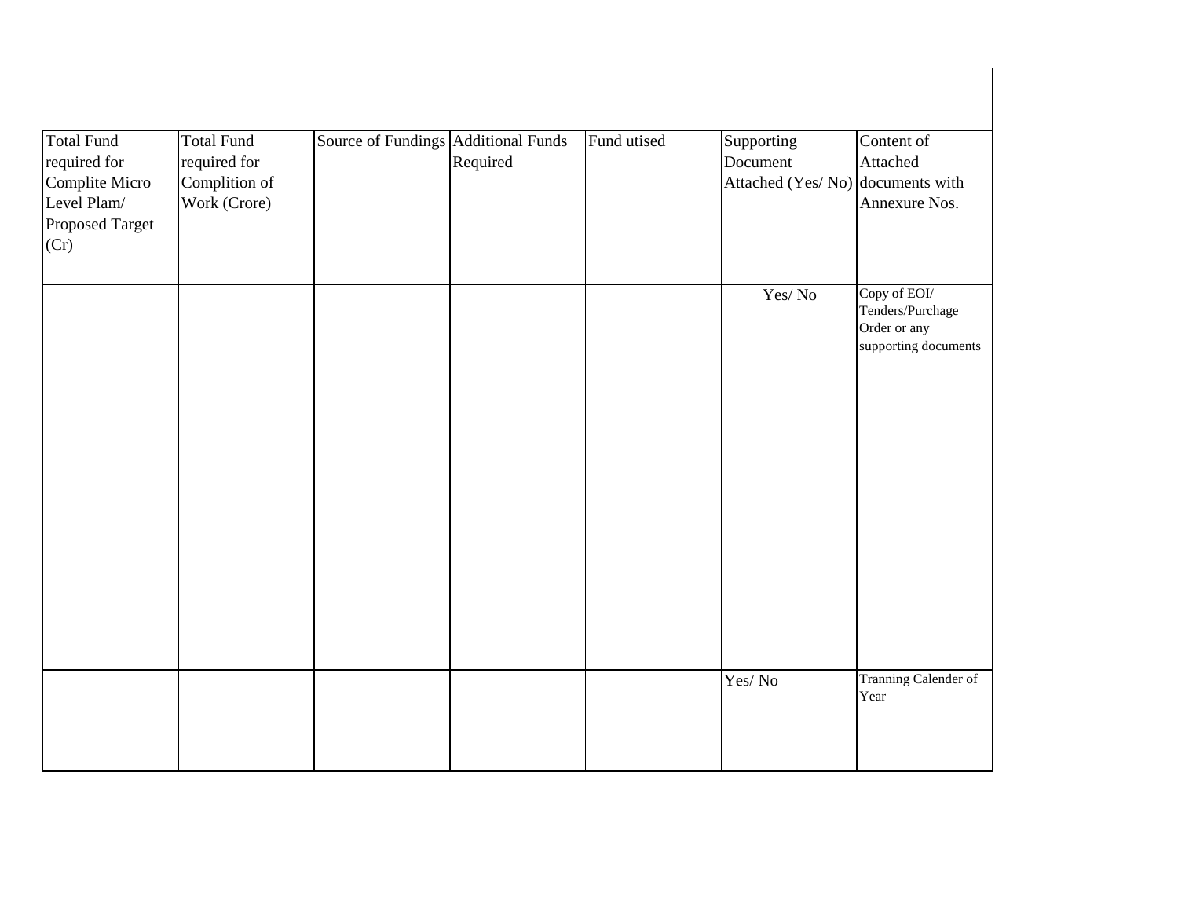| Total Fund required for Complite Micro Level Plam/ Proposed Target (Cr) | Total Fund required for Complition of Work (Crore) | Source of Fundings | Additional Funds Required | Fund utised | Supporting Document Attached (Yes/ No) | Content of Attached documents with Annexure Nos. |
|---|---|---|---|---|---|---|
| | | | | | Yes/ No | Copy of EOI/ Tenders/Purchage Order or any supporting documents |
| | | | | | Yes/ No | Tranning Calender of Year |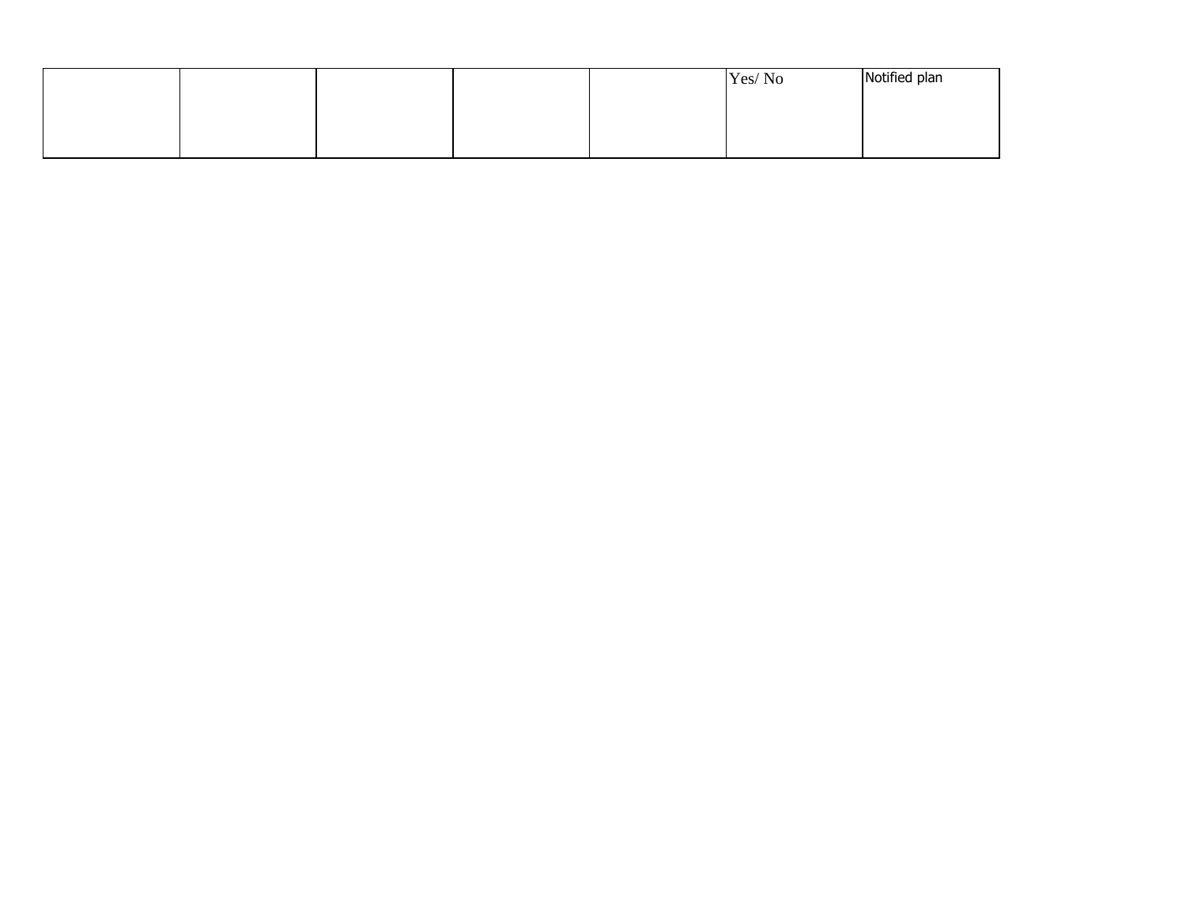| | | | | | | |
|---|---|---|---|---|---|---|
| | | | | | Yes/ No | Notified plan |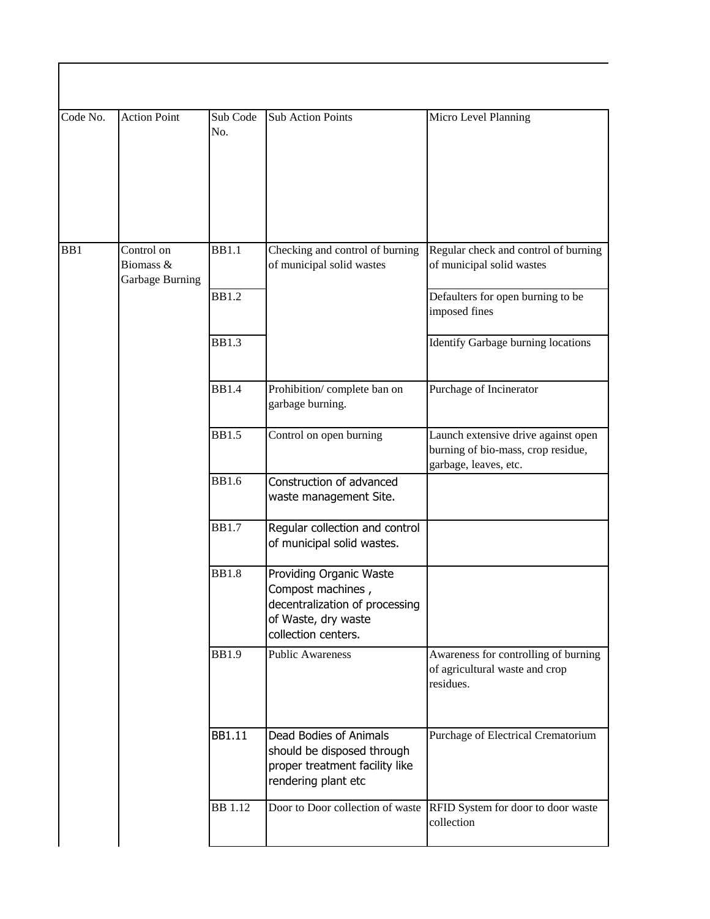| Code No. | Action Point | Sub Code No. | Sub Action Points | Micro Level Planning |
|---|---|---|---|---|
| BB1 | Control on Biomass & Garbage Burning | BB1.1 | Checking and control of burning of municipal solid wastes | Regular check and control of burning of municipal solid wastes |
| | | BB1.2 | | Defaulters for open burning to be imposed fines |
| | | BB1.3 | | Identify Garbage burning locations |
| | | BB1.4 | Prohibition/ complete ban on garbage burning. | Purchage of Incinerator |
| | | BB1.5 | Control on open burning | Launch extensive drive against open burning of bio-mass, crop residue, garbage, leaves, etc. |
| | | BB1.6 | Construction of advanced waste management Site. | |
| | | BB1.7 | Regular collection and control of municipal solid wastes. | |
| | | BB1.8 | Providing Organic Waste Compost machines , decentralization of processing of Waste, dry waste collection centers. | |
| | | BB1.9 | Public Awareness | Awareness for controlling of burning of agricultural waste and crop residues. |
| | | BB1.11 | Dead Bodies of Animals should be disposed through proper treatment facility like rendering plant etc | Purchage of Electrical Crematorium |
| | | BB 1.12 | Door to Door collection of waste | RFID System for door to door waste collection |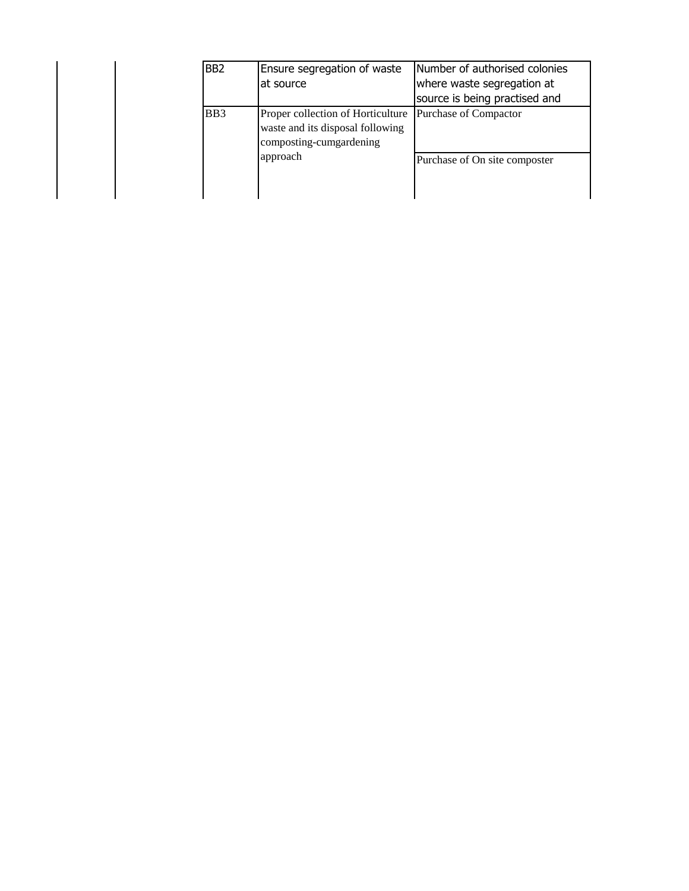| | | | | |
|---|---|---|---|---|
| | | BB2 | Ensure segregation of waste at source | Number of authorised colonies where waste segregation at source is being practised and |
| | | BB3 | Proper collection of Horticulture waste and its disposal following composting-cumgardening approach | Purchase of Compactor |
| | | | | Purchase of On site composter |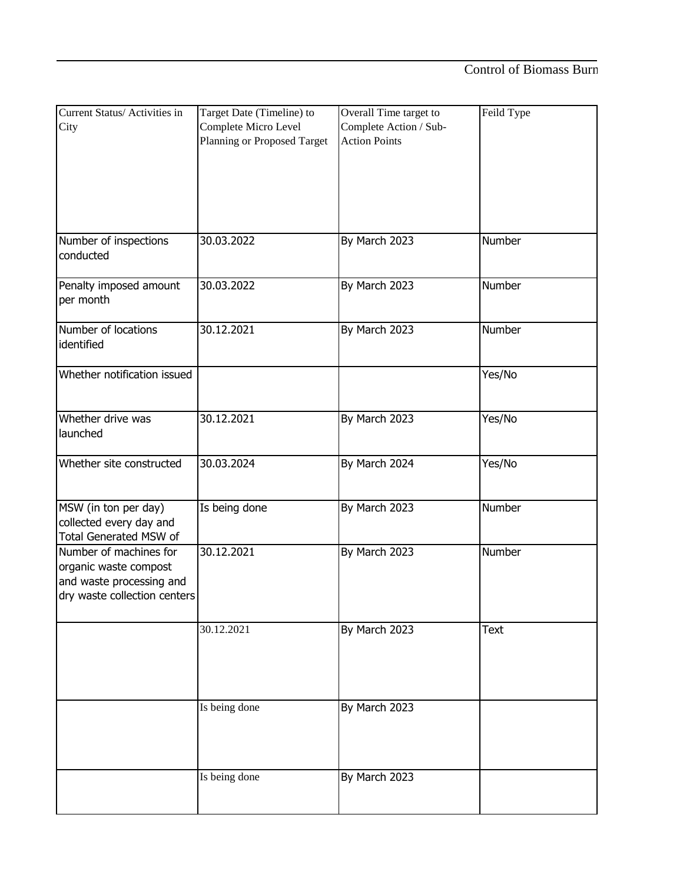| Current Status/ Activities in City | Target Date (Timeline) to Complete Micro Level Planning or Proposed Target | Overall Time target to Complete Action / Sub-Action Points | Feild Type |
|---|---|---|---|
| Number of inspections conducted | 30.03.2022 | By March 2023 | Number |
| Penalty imposed amount per month | 30.03.2022 | By March 2023 | Number |
| Number of locations identified | 30.12.2021 | By March 2023 | Number |
| Whether notification issued | | | Yes/No |
| Whether drive was launched | 30.12.2021 | By March 2023 | Yes/No |
| Whether site constructed | 30.03.2024 | By March 2024 | Yes/No |
| MSW (in ton per day) collected every day and Total Generated MSW of | Is being done | By March 2023 | Number |
| Number of machines for organic waste compost and waste processing and dry waste collection centers | 30.12.2021 | By March 2023 | Number |
| | 30.12.2021 | By March 2023 | Text |
| | Is being done | By March 2023 | |
| | Is being done | By March 2023 | |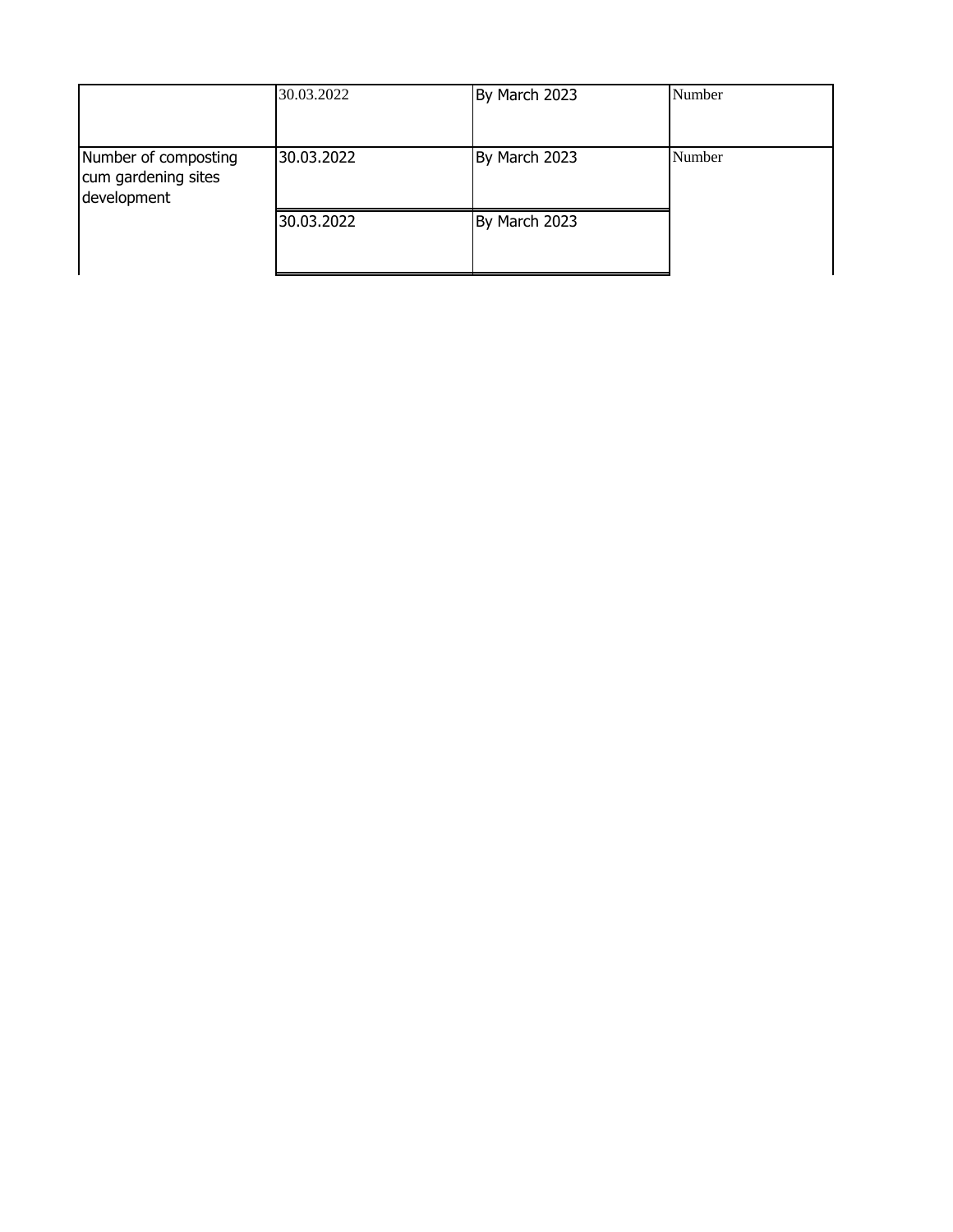| | | | |
|---|---|---|---|
| | 30.03.2022 | By March 2023 | Number |
| Number of composting cum gardening sites development | 30.03.2022 | By March 2023 | Number |
| | 30.03.2022 | By March 2023 | |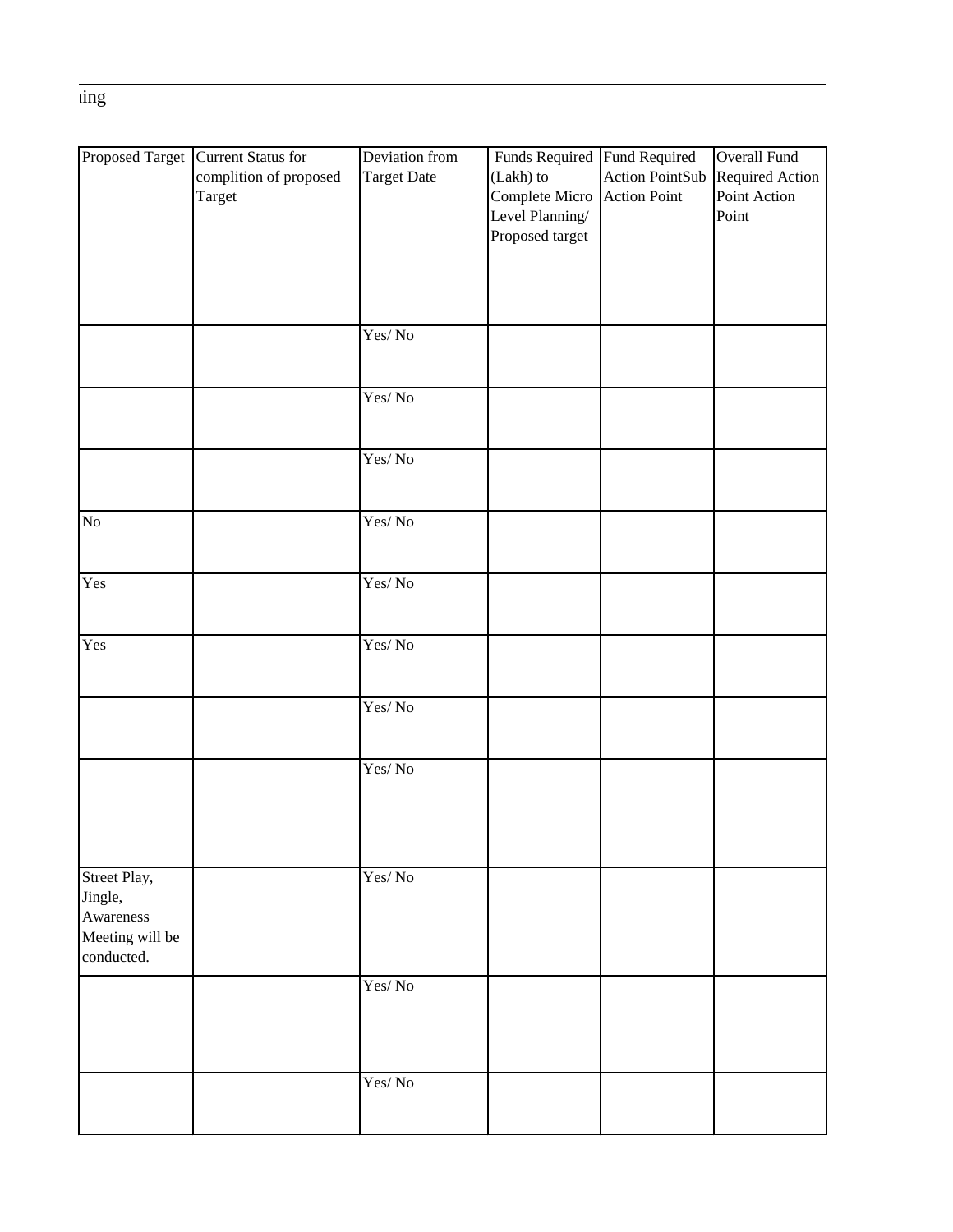ing

| Proposed Target | Current Status for complition of proposed Target | Deviation from Target Date | Funds Required (Lakh) to Complete Micro Level Planning/ Proposed target | Fund Required Action PointSub Action Point | Overall Fund Required Action Point Action Point |
|---|---|---|---|---|---|
| | | Yes/ No | | | |
| | | Yes/ No | | | |
| | | Yes/ No | | | |
| No | | Yes/ No | | | |
| Yes | | Yes/ No | | | |
| Yes | | Yes/ No | | | |
| | | Yes/ No | | | |
| | | Yes/ No | | | |
| Street Play, Jingle, Awareness Meeting will be conducted. | | Yes/ No | | | |
| | | Yes/ No | | | |
| | | Yes/ No | | | |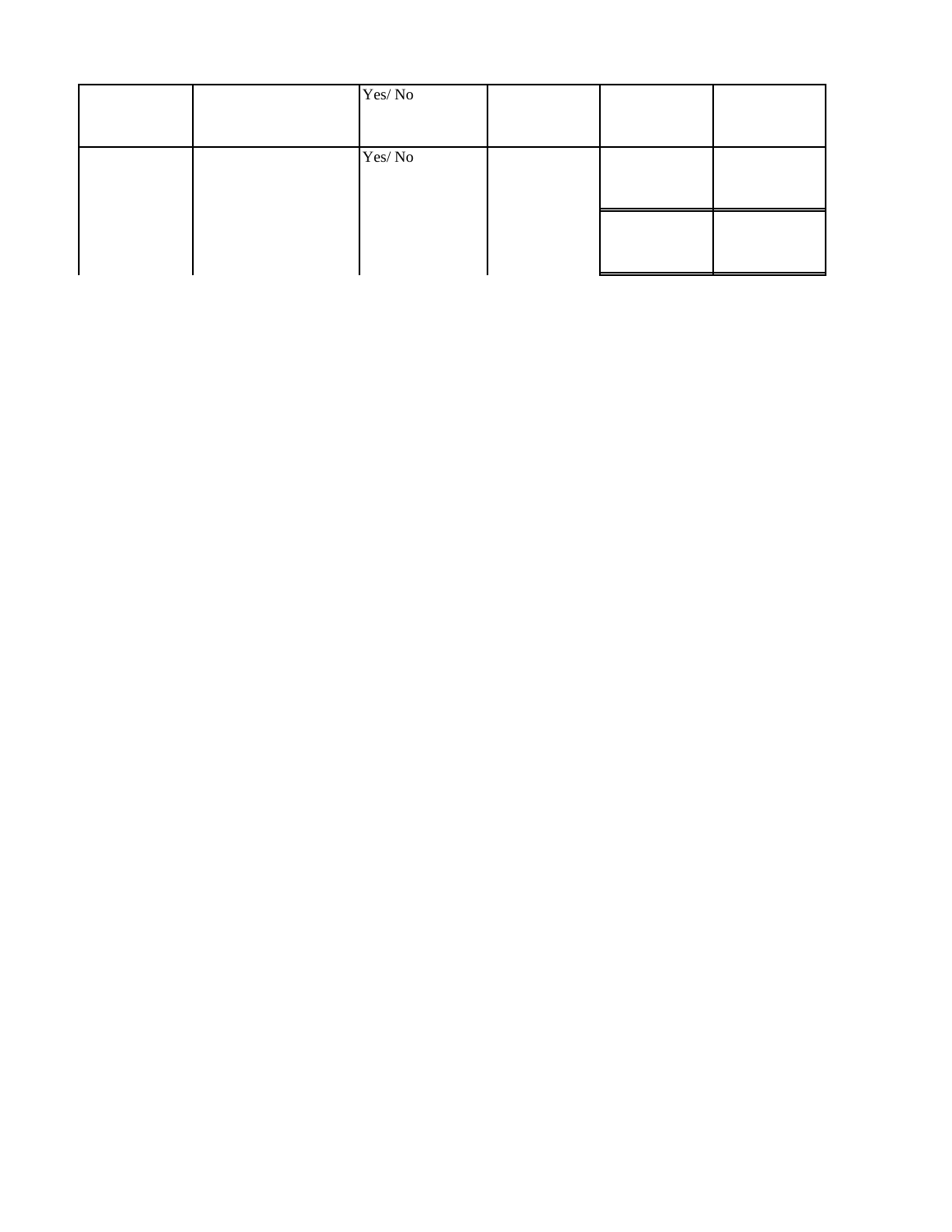| | | | | | |
|---|---|---|---|---|---|
| | | Yes/ No | | | |
| | | Yes/ No | | | |
| | | | | | |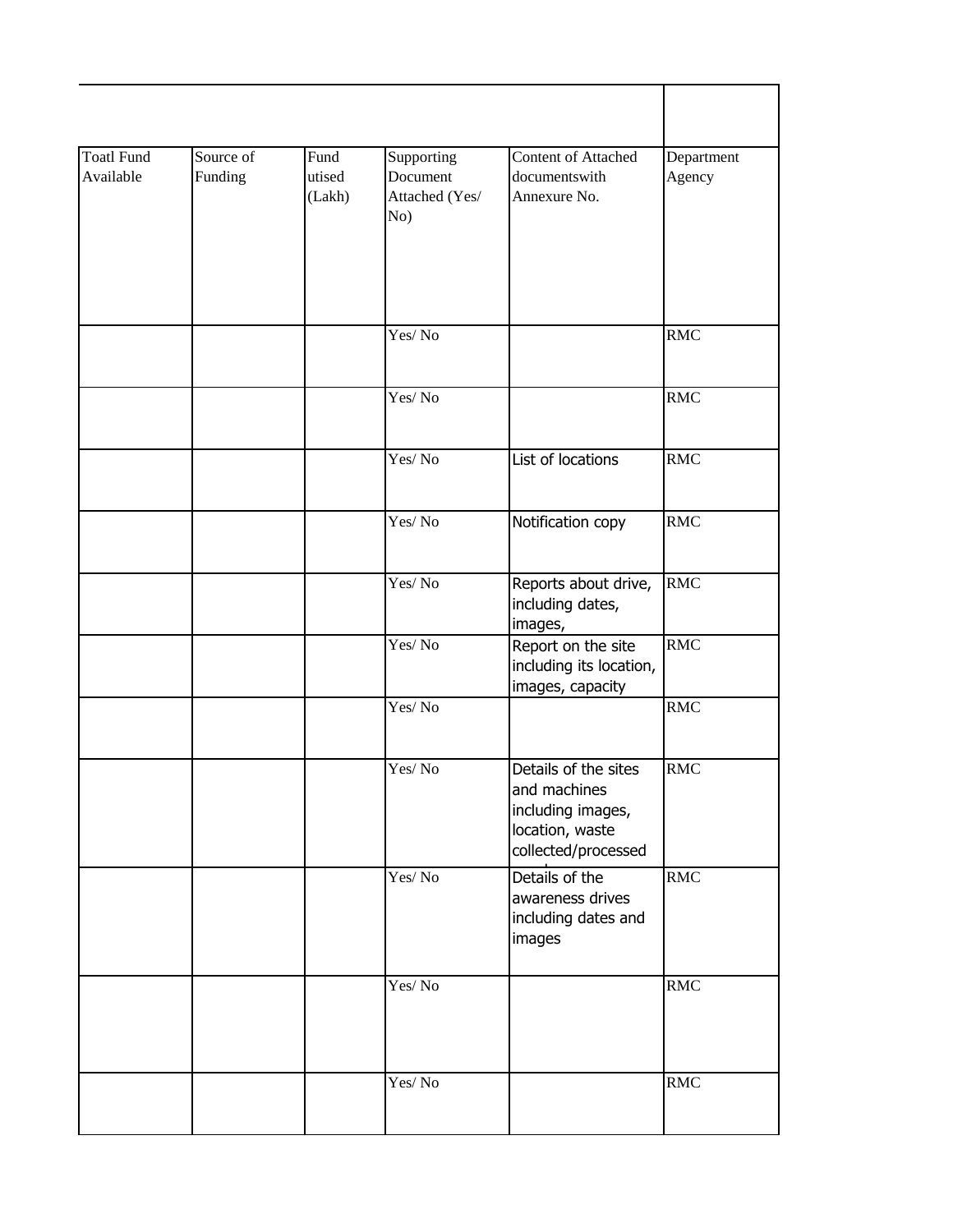| Toatl Fund Available | Source of Funding | Fund utised (Lakh) | Supporting Document Attached (Yes/ No) | Content of Attached documentswith Annexure No. | Department Agency |
|---|---|---|---|---|---|
| | | | Yes/ No | | RMC |
| | | | Yes/ No | | RMC |
| | | | Yes/ No | List of locations | RMC |
| | | | Yes/ No | Notification copy | RMC |
| | | | Yes/ No | Reports about drive, including dates, images, | RMC |
| | | | Yes/ No | Report on the site including its location, images, capacity | RMC |
| | | | Yes/ No | | RMC |
| | | | Yes/ No | Details of the sites and machines including images, location, waste collected/processed | RMC |
| | | | Yes/ No | Details of the awareness drives including dates and images | RMC |
| | | | Yes/ No | | RMC |
| | | | Yes/ No | | RMC |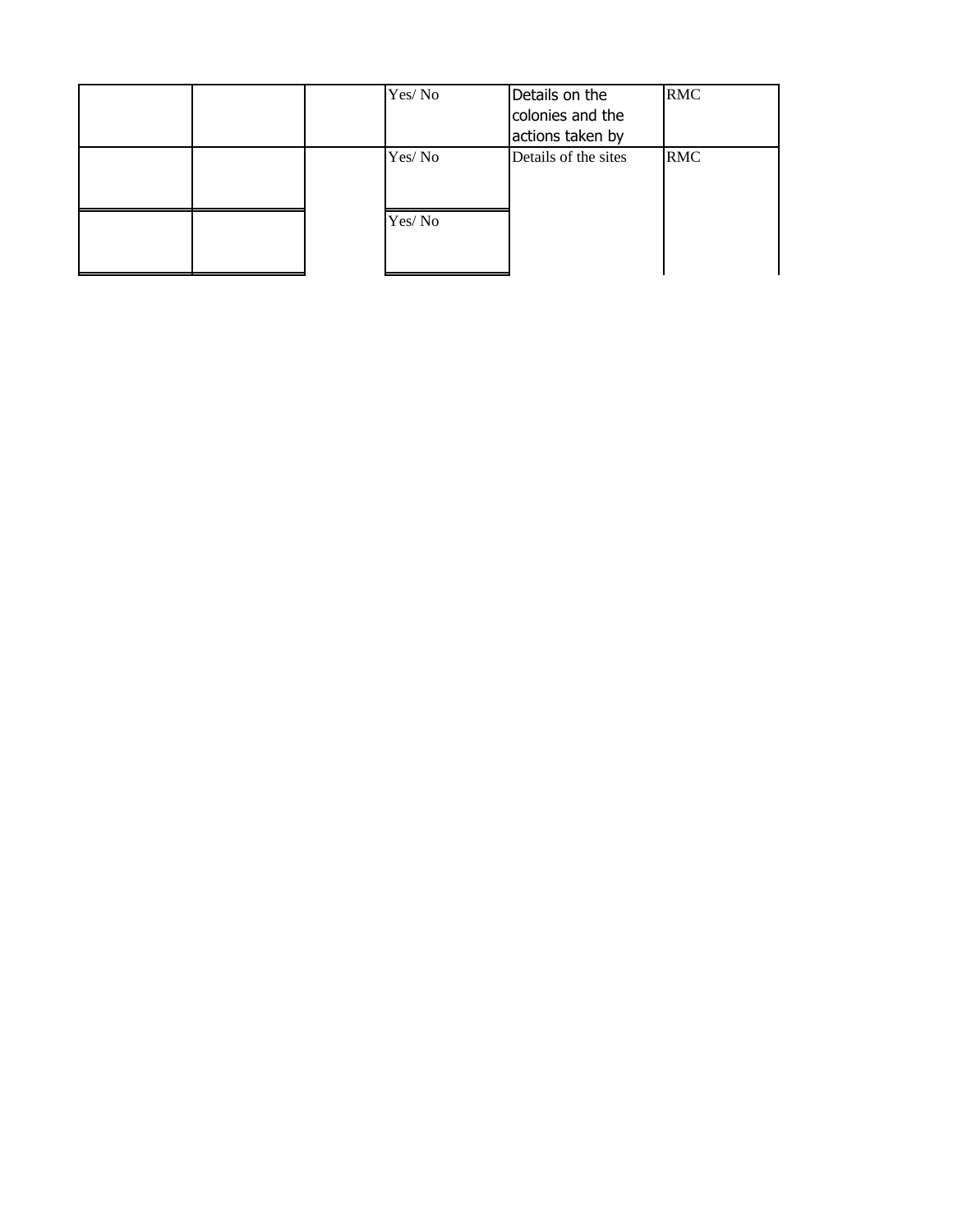| | | | | | |
|---|---|---|---|---|---|
| | | | Yes/ No | Details on the colonies and the actions taken by | RMC |
| | | | Yes/ No | Details of the sites | RMC |
| | | | Yes/ No | | |